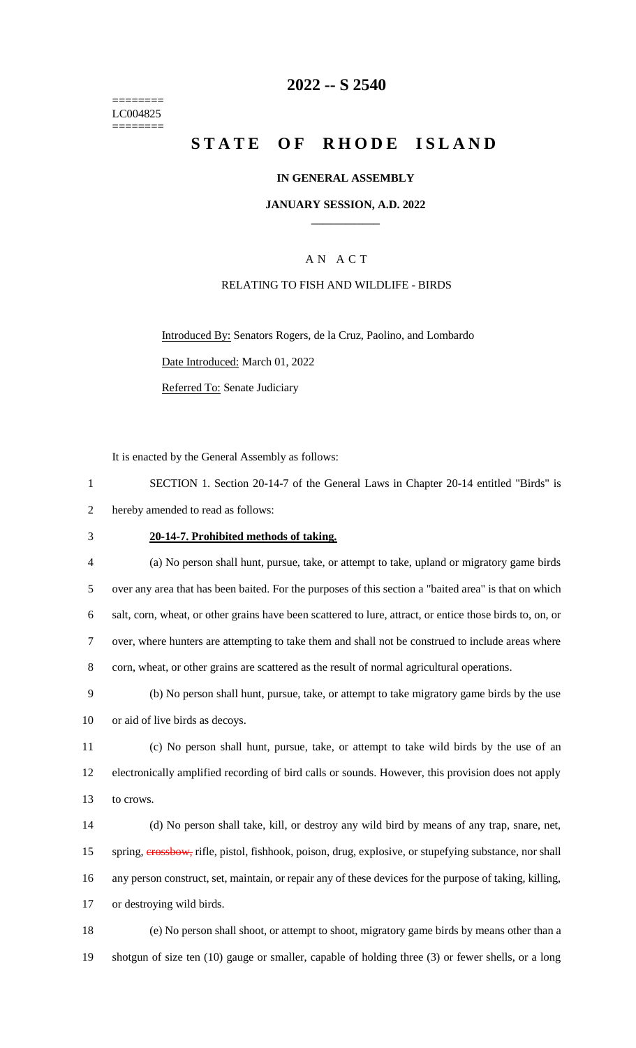========
LC004825
========

# 2022 -- S 2540

# STATE OF RHODE ISLAND

## IN GENERAL ASSEMBLY

## JANUARY SESSION, A.D. 2022

## A N A C T

RELATING TO FISH AND WILDLIFE - BIRDS

Introduced By: Senators Rogers, de la Cruz, Paolino, and Lombardo

Date Introduced: March 01, 2022

Referred To: Senate Judiciary

It is enacted by the General Assembly as follows:

1 SECTION 1. Section 20-14-7 of the General Laws in Chapter 20-14 entitled "Birds" is
2 hereby amended to read as follows:

3 **20-14-7. Prohibited methods of taking.**

4 (a) No person shall hunt, pursue, take, or attempt to take, upland or migratory game birds
5 over any area that has been baited. For the purposes of this section a "baited area" is that on which
6 salt, corn, wheat, or other grains have been scattered to lure, attract, or entice those birds to, on, or
7 over, where hunters are attempting to take them and shall not be construed to include areas where
8 corn, wheat, or other grains are scattered as the result of normal agricultural operations.

9 (b) No person shall hunt, pursue, take, or attempt to take migratory game birds by the use
10 or aid of live birds as decoys.

11 (c) No person shall hunt, pursue, take, or attempt to take wild birds by the use of an
12 electronically amplified recording of bird calls or sounds. However, this provision does not apply
13 to crows.

14 (d) No person shall take, kill, or destroy any wild bird by means of any trap, snare, net,
15 spring, ~~crossbow,~~ rifle, pistol, fishhook, poison, drug, explosive, or stupefying substance, nor shall
16 any person construct, set, maintain, or repair any of these devices for the purpose of taking, killing,
17 or destroying wild birds.

18 (e) No person shall shoot, or attempt to shoot, migratory game birds by means other than a
19 shotgun of size ten (10) gauge or smaller, capable of holding three (3) or fewer shells, or a long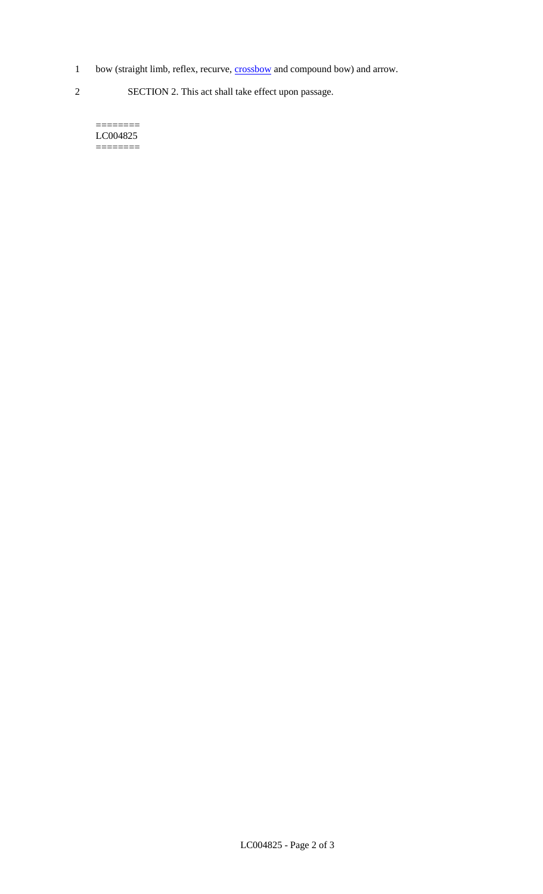1 bow (straight limb, reflex, recurve, crossbow and compound bow) and arrow.

2 SECTION 2. This act shall take effect upon passage.

========
LC004825
========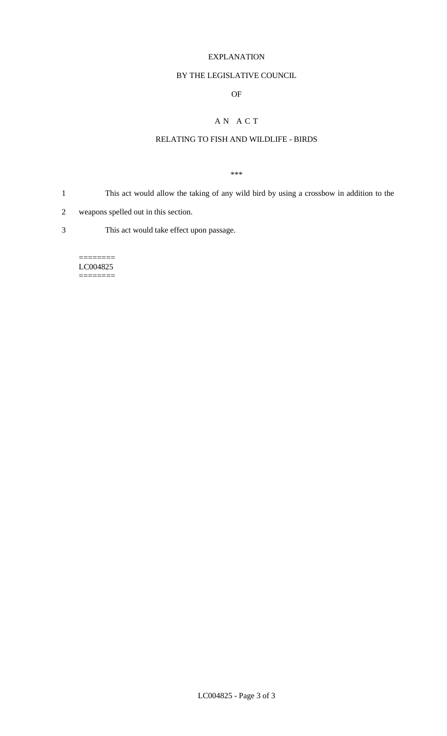EXPLANATION

BY THE LEGISLATIVE COUNCIL

OF

A N A C T

RELATING TO FISH AND WILDLIFE - BIRDS

\*\*\*

1 This act would allow the taking of any wild bird by using a crossbow in addition to the
2 weapons spelled out in this section.
3 This act would take effect upon passage.

========
LC004825
========